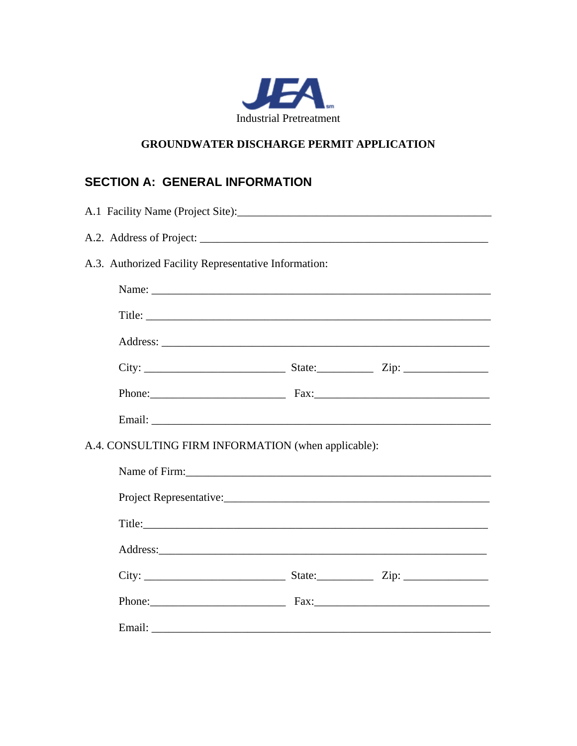JEA

Industrial Pretreatment

**GROUNDWATER DISCHARGE PERMIT APPLICATION**

## SECTION A: GENERAL INFORMATION

A.1 Facility Name (Project Site):_______________________________________________

A.2. Address of Project: _____________________________________________________

A.3. Authorized Facility Representative Information:

Name: ______________________________________________________________

Title: _______________________________________________________________

Address: _____________________________________________________________

City: _________________________ State:__________ Zip: _______________

Phone:________________________ Fax:_______________________________

Email: ______________________________________________________________

A.4. CONSULTING FIRM INFORMATION (when applicable):

Name of Firm:_________________________________________________________

Project Representative:__________________________________________________

Title:_______________________________________________________________

Address:_____________________________________________________________

City: _________________________ State:__________ Zip: _______________

Phone:________________________ Fax:_______________________________

Email: ______________________________________________________________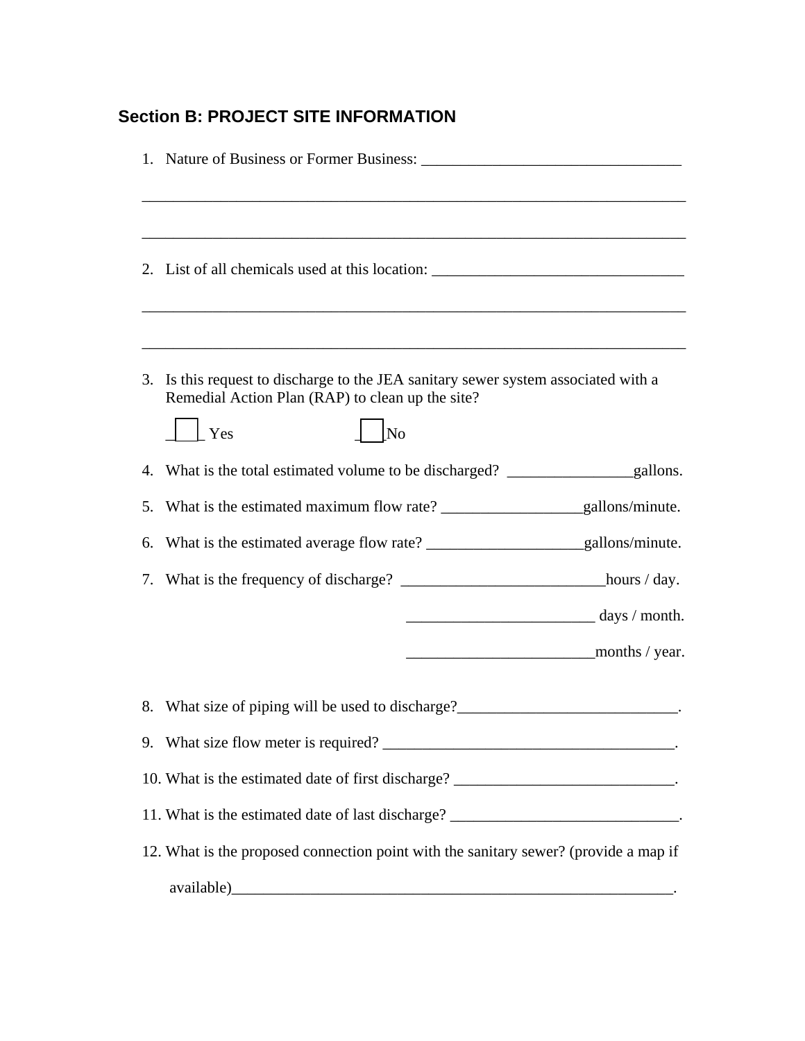## Section B: PROJECT SITE INFORMATION

1. Nature of Business or Former Business: ___________________________________

   ___________________________________________________________________________

   ___________________________________________________________________________

2. List of all chemicals used at this location: _________________________________

   ___________________________________________________________________________

   ___________________________________________________________________________

3. Is this request to discharge to the JEA sanitary sewer system associated with a Remedial Action Plan (RAP) to clean up the site?

   ☐ Yes ☐ No

4. What is the total estimated volume to be discharged? ________________gallons.

5. What is the estimated maximum flow rate? __________________gallons/minute.

6. What is the estimated average flow rate? ____________________gallons/minute.

7. What is the frequency of discharge? __________________________hours / day.

   ________________________ days / month.

   ________________________months / year.

8. What size of piping will be used to discharge?____________________________.

9. What size flow meter is required? ______________________________________.

10. What is the estimated date of first discharge? ____________________________.

11. What is the estimated date of last discharge? _____________________________.

12. What is the proposed connection point with the sanitary sewer? (provide a map if available)____________________________________________________________.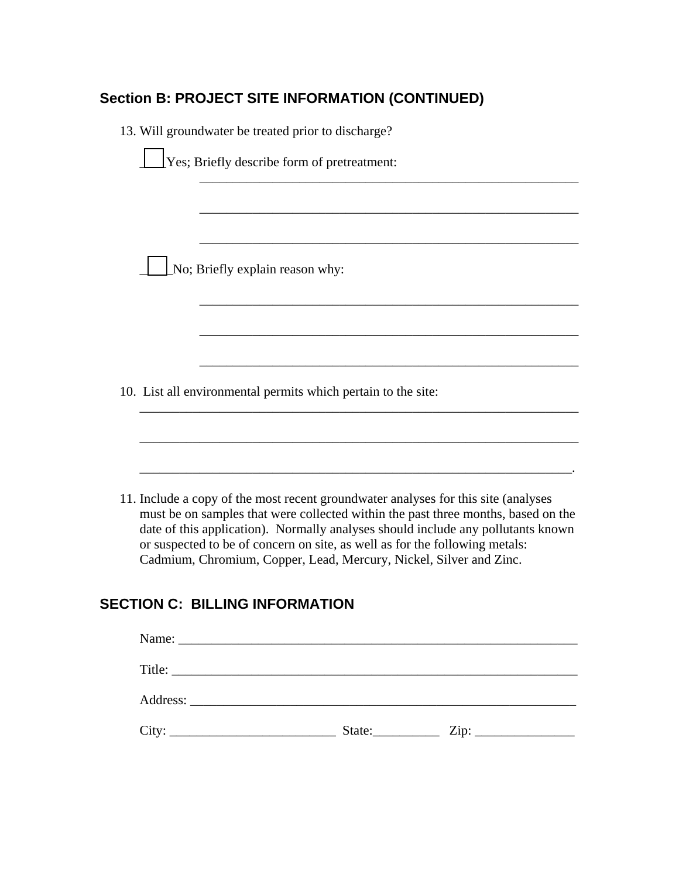## Section B: PROJECT SITE INFORMATION (CONTINUED)

13. Will groundwater be treated prior to discharge?

    ☐ Yes; Briefly describe form of pretreatment:

    ___________________________________________________________

    ___________________________________________________________

    ___________________________________________________________

    ☐ No; Briefly explain reason why:

    ___________________________________________________________

    ___________________________________________________________

    ___________________________________________________________

10. List all environmental permits which pertain to the site:

    ______________________________________________________________________

    ______________________________________________________________________

    ______________________________________________________________________.

11. Include a copy of the most recent groundwater analyses for this site (analyses must be on samples that were collected within the past three months, based on the date of this application). Normally analyses should include any pollutants known or suspected to be of concern on site, as well as for the following metals: Cadmium, Chromium, Copper, Lead, Mercury, Nickel, Silver and Zinc.

## SECTION C: BILLING INFORMATION

Name: ______________________________________________________________

Title: _______________________________________________________________

Address: ____________________________________________________________

City: _________________________ State:__________ Zip: _______________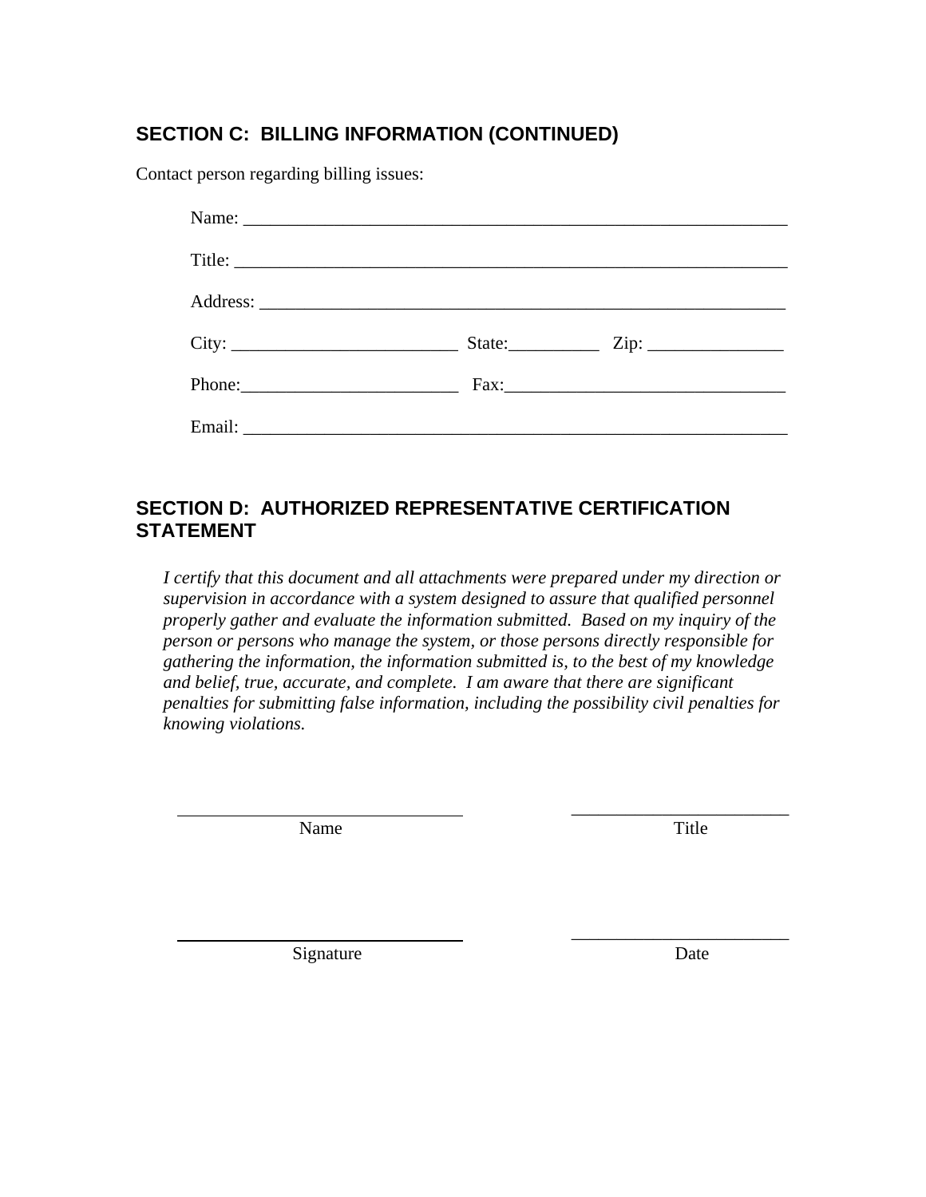## SECTION C: BILLING INFORMATION (CONTINUED)

Contact person regarding billing issues:

Name: ______________________________________________________________

Title: ______________________________________________________________

Address: ____________________________________________________________

City: _________________________ State:__________ Zip: _______________

Phone:________________________ Fax:_______________________________

Email: ______________________________________________________________

## SECTION D: AUTHORIZED REPRESENTATIVE CERTIFICATION STATEMENT

*I certify that this document and all attachments were prepared under my direction or supervision in accordance with a system designed to assure that qualified personnel properly gather and evaluate the information submitted. Based on my inquiry of the person or persons who manage the system, or those persons directly responsible for gathering the information, the information submitted is, to the best of my knowledge and belief, true, accurate, and complete. I am aware that there are significant penalties for submitting false information, including the possibility civil penalties for knowing violations.*

________________________________ ________________________
Name Title

________________________________ ________________________
Signature Date